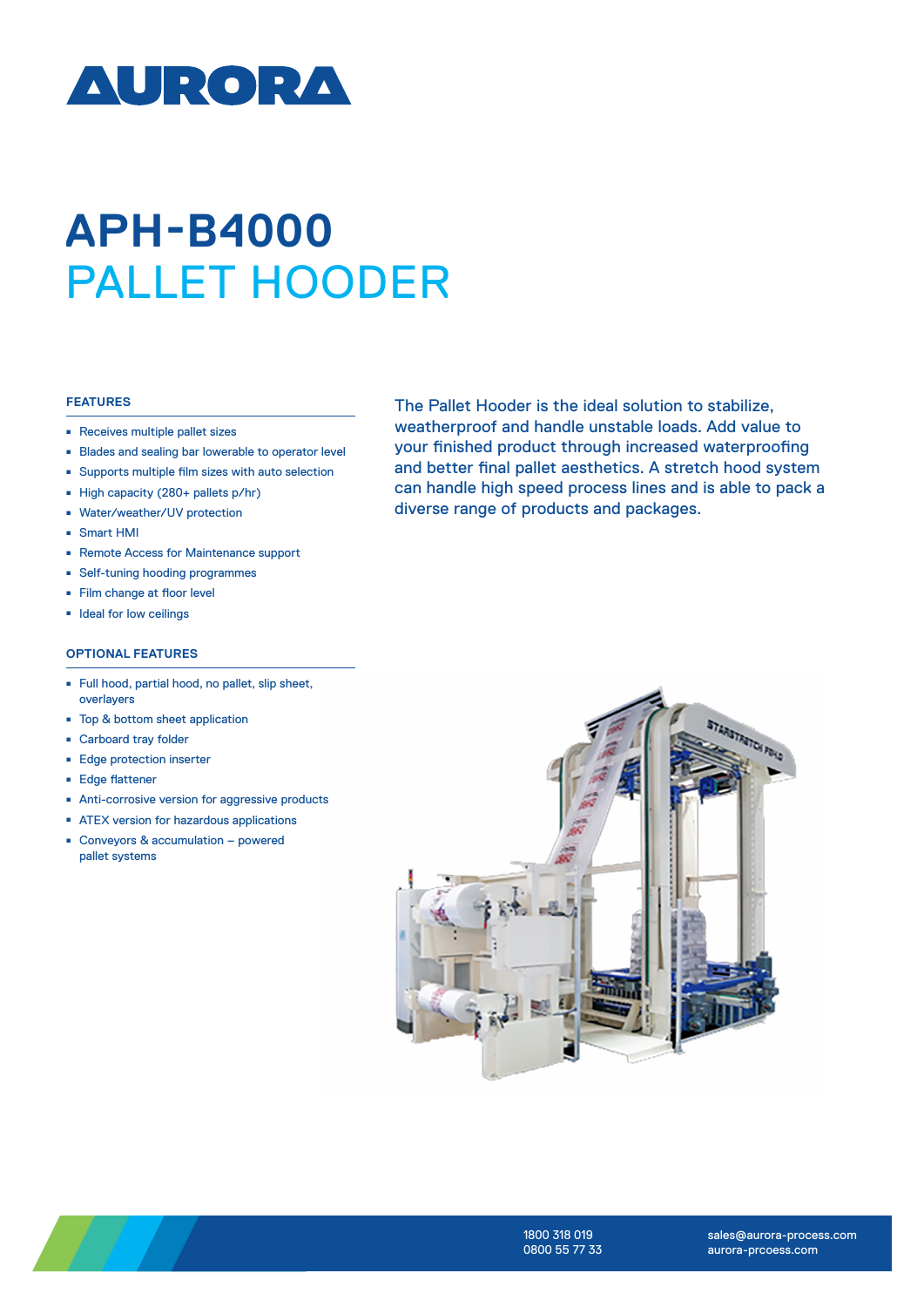# AURORA

# APH-B4000
## PALLET HOODER

The Pallet Hooder is the ideal solution to stabilize, weatherproof and handle unstable loads. Add value to your finished product through increased waterproofing and better final pallet aesthetics. A stretch hood system can handle high speed process lines and is able to pack a diverse range of products and packages.

### FEATURES

- Receives multiple pallet sizes
- Blades and sealing bar lowerable to operator level
- Supports multiple film sizes with auto selection
- High capacity (280+ pallets p/hr)
- Water/weather/UV protection
- Smart HMI
- Remote Access for Maintenance support
- Self-tuning hooding programmes
- Film change at floor level
- Ideal for low ceilings

### OPTIONAL FEATURES

- Full hood, partial hood, no pallet, slip sheet, overlayers
- Top & bottom sheet application
- Carboard tray folder
- Edge protection inserter
- Edge flattener
- Anti-corrosive version for aggressive products
- ATEX version for hazardous applications
- Conveyors & accumulation – powered pallet systems

1800 318 019
0800 55 77 33

sales@aurora-process.com
aurora-prcoess.com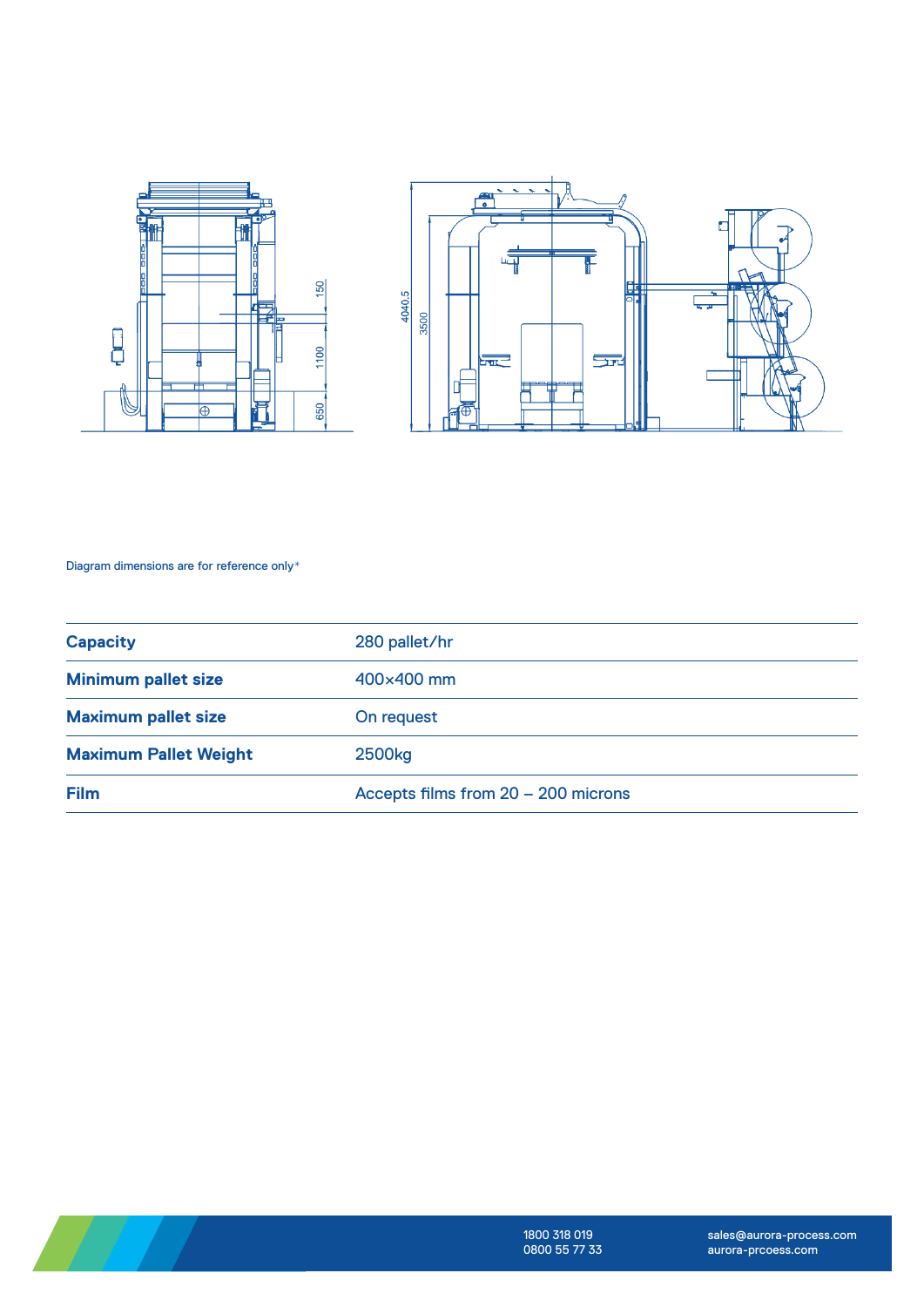150

1100

650

4040.5

3500

Diagram dimensions are for reference only*

| | |
|---|---|
| **Capacity** | 280 pallet/hr |
| **Minimum pallet size** | 400×400 mm |
| **Maximum pallet size** | On request |
| **Maximum Pallet Weight** | 2500kg |
| **Film** | Accepts films from 20 – 200 microns |

1800 318 019
0800 55 77 33

sales@aurora-process.com
aurora-prcoess.com